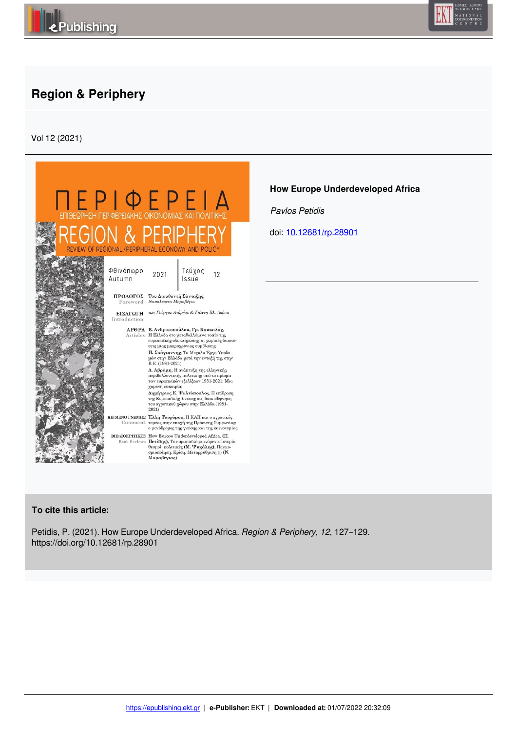# Region & Periphery

Vol 12 (2021)

**How Europe Underdeveloped Africa**

*Pavlos Petidis*

doi: [10.12681/rp.28901](https://doi.org/10.12681/rp.28901)

**To cite this article:**

Petidis, P. (2021). How Europe Underdeveloped Africa. *Region & Periphery*, *12*, 127–129. https://doi.org/10.12681/rp.28901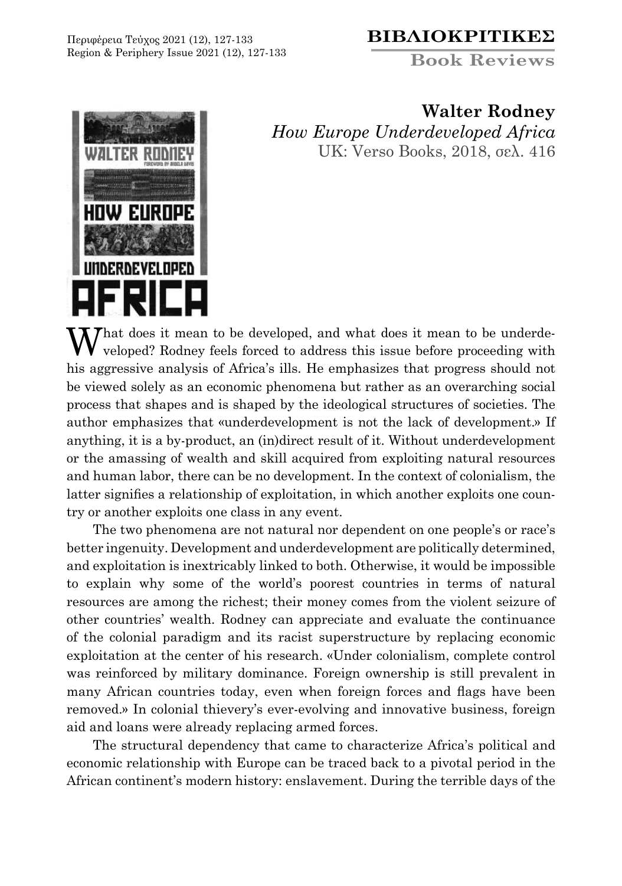# ΒΙΒΛΙΟΚΡΙΤΙΚΕΣ

## Book Reviews

**Walter Rodney**
*How Europe Underdeveloped Africa*
UK: Verso Books, 2018, σελ. 416

What does it mean to be developed, and what does it mean to be underdeveloped? Rodney feels forced to address this issue before proceeding with his aggressive analysis of Africa's ills. He emphasizes that progress should not be viewed solely as an economic phenomena but rather as an overarching social process that shapes and is shaped by the ideological structures of societies. The author emphasizes that «underdevelopment is not the lack of development.» If anything, it is a by-product, an (in)direct result of it. Without underdevelopment or the amassing of wealth and skill acquired from exploiting natural resources and human labor, there can be no development. In the context of colonialism, the latter signifies a relationship of exploitation, in which another exploits one country or another exploits one class in any event.

The two phenomena are not natural nor dependent on one people's or race's better ingenuity. Development and underdevelopment are politically determined, and exploitation is inextricably linked to both. Otherwise, it would be impossible to explain why some of the world's poorest countries in terms of natural resources are among the richest; their money comes from the violent seizure of other countries' wealth. Rodney can appreciate and evaluate the continuance of the colonial paradigm and its racist superstructure by replacing economic exploitation at the center of his research. «Under colonialism, complete control was reinforced by military dominance. Foreign ownership is still prevalent in many African countries today, even when foreign forces and flags have been removed.» In colonial thievery's ever-evolving and innovative business, foreign aid and loans were already replacing armed forces.

The structural dependency that came to characterize Africa's political and economic relationship with Europe can be traced back to a pivotal period in the African continent's modern history: enslavement. During the terrible days of the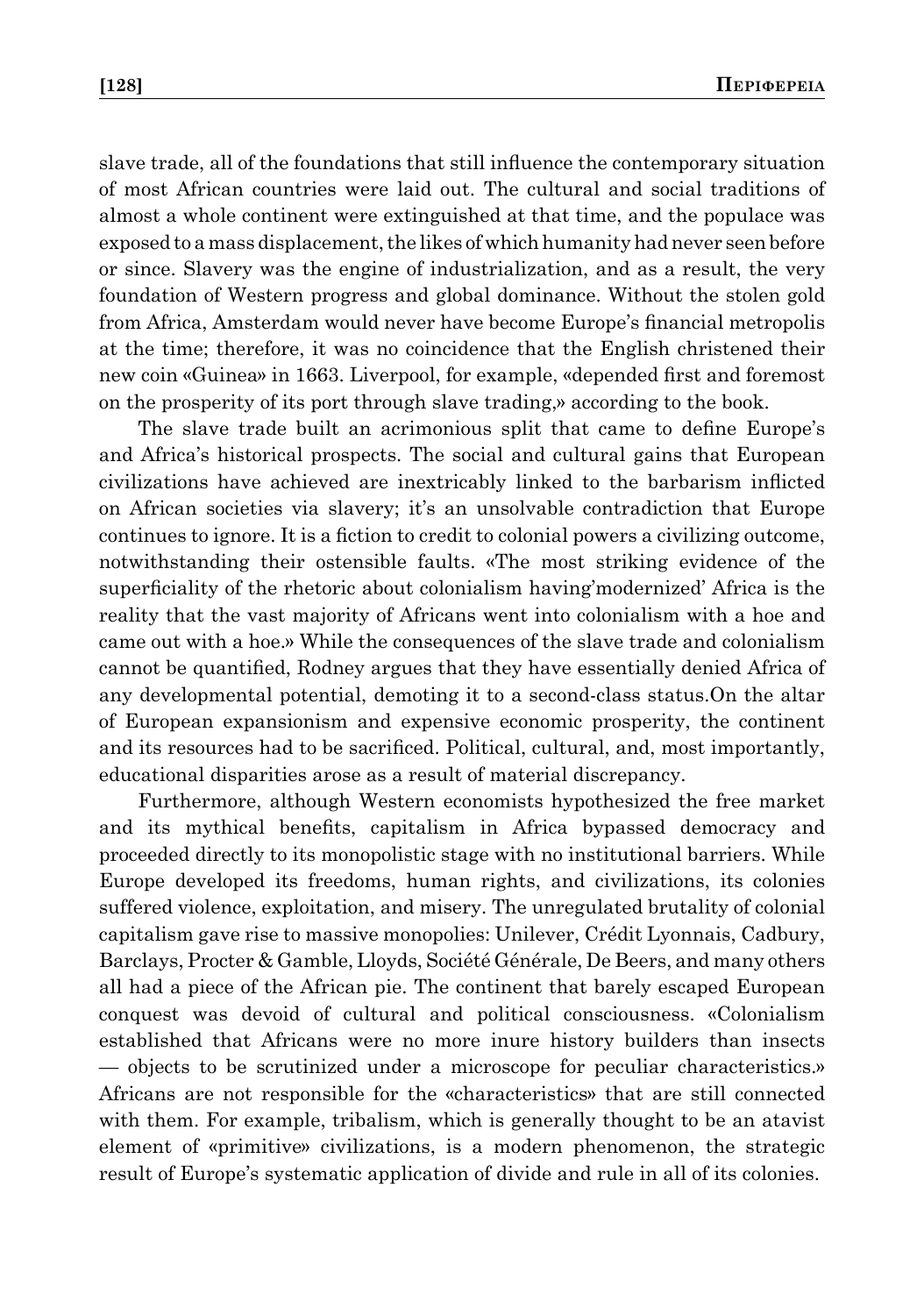slave trade, all of the foundations that still influence the contemporary situation of most African countries were laid out. The cultural and social traditions of almost a whole continent were extinguished at that time, and the populace was exposed to a mass displacement, the likes of which humanity had never seen before or since. Slavery was the engine of industrialization, and as a result, the very foundation of Western progress and global dominance. Without the stolen gold from Africa, Amsterdam would never have become Europe's financial metropolis at the time; therefore, it was no coincidence that the English christened their new coin «Guinea» in 1663. Liverpool, for example, «depended first and foremost on the prosperity of its port through slave trading,» according to the book.

The slave trade built an acrimonious split that came to define Europe's and Africa's historical prospects. The social and cultural gains that European civilizations have achieved are inextricably linked to the barbarism inflicted on African societies via slavery; it's an unsolvable contradiction that Europe continues to ignore. It is a fiction to credit to colonial powers a civilizing outcome, notwithstanding their ostensible faults. «The most striking evidence of the superficiality of the rhetoric about colonialism having'modernized' Africa is the reality that the vast majority of Africans went into colonialism with a hoe and came out with a hoe.» While the consequences of the slave trade and colonialism cannot be quantified, Rodney argues that they have essentially denied Africa of any developmental potential, demoting it to a second-class status.On the altar of European expansionism and expensive economic prosperity, the continent and its resources had to be sacrificed. Political, cultural, and, most importantly, educational disparities arose as a result of material discrepancy.

Furthermore, although Western economists hypothesized the free market and its mythical benefits, capitalism in Africa bypassed democracy and proceeded directly to its monopolistic stage with no institutional barriers. While Europe developed its freedoms, human rights, and civilizations, its colonies suffered violence, exploitation, and misery. The unregulated brutality of colonial capitalism gave rise to massive monopolies: Unilever, Crédit Lyonnais, Cadbury, Barclays, Procter & Gamble, Lloyds, Société Générale, De Beers, and many others all had a piece of the African pie. The continent that barely escaped European conquest was devoid of cultural and political consciousness. «Colonialism established that Africans were no more inure history builders than insects — objects to be scrutinized under a microscope for peculiar characteristics.» Africans are not responsible for the «characteristics» that are still connected with them. For example, tribalism, which is generally thought to be an atavist element of «primitive» civilizations, is a modern phenomenon, the strategic result of Europe's systematic application of divide and rule in all of its colonies.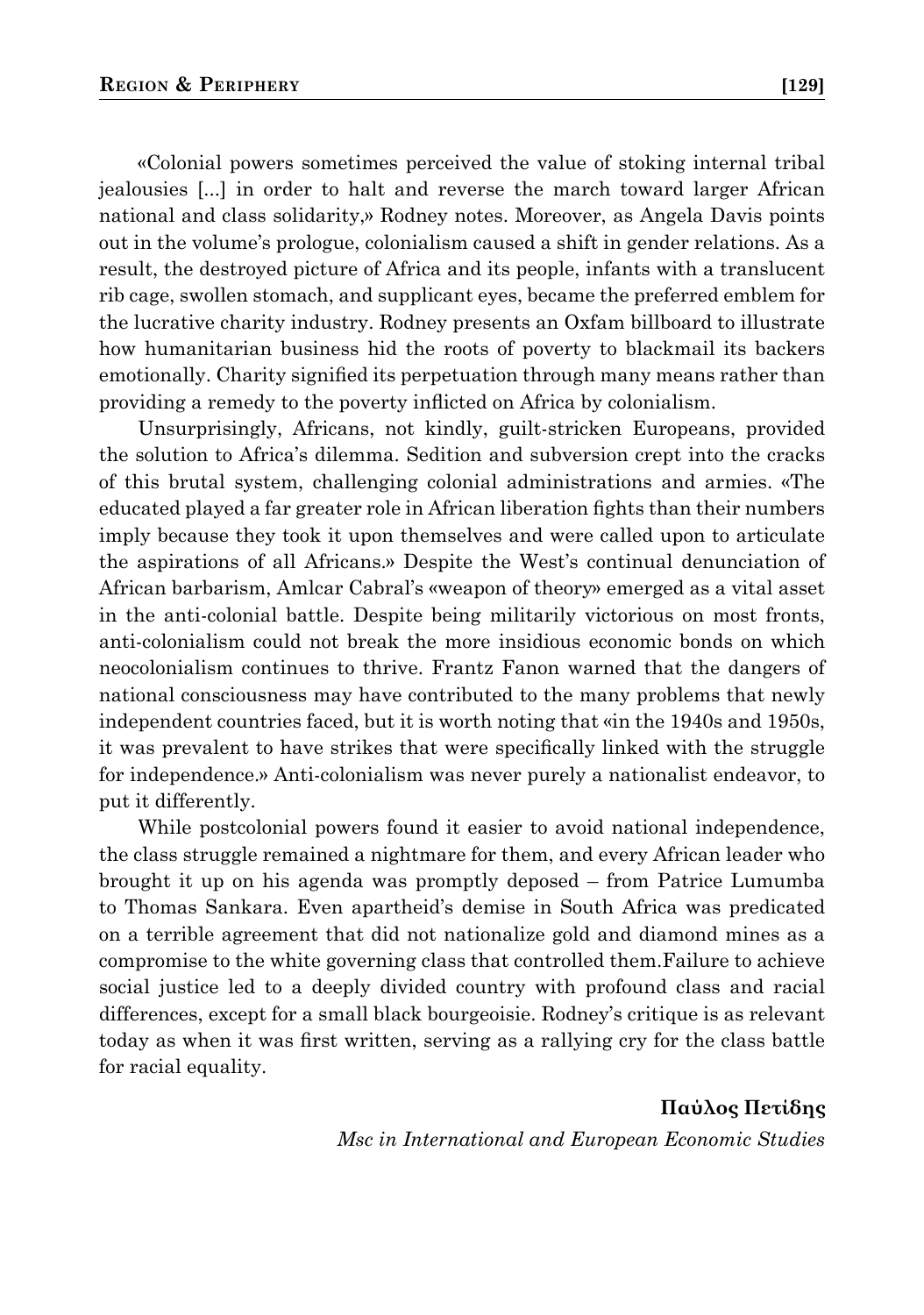«Colonial powers sometimes perceived the value of stoking internal tribal jealousies [...] in order to halt and reverse the march toward larger African national and class solidarity,» Rodney notes. Moreover, as Angela Davis points out in the volume's prologue, colonialism caused a shift in gender relations. As a result, the destroyed picture of Africa and its people, infants with a translucent rib cage, swollen stomach, and supplicant eyes, became the preferred emblem for the lucrative charity industry. Rodney presents an Oxfam billboard to illustrate how humanitarian business hid the roots of poverty to blackmail its backers emotionally. Charity signified its perpetuation through many means rather than providing a remedy to the poverty inflicted on Africa by colonialism.

Unsurprisingly, Africans, not kindly, guilt-stricken Europeans, provided the solution to Africa's dilemma. Sedition and subversion crept into the cracks of this brutal system, challenging colonial administrations and armies. «The educated played a far greater role in African liberation fights than their numbers imply because they took it upon themselves and were called upon to articulate the aspirations of all Africans.» Despite the West's continual denunciation of African barbarism, Amlcar Cabral's «weapon of theory» emerged as a vital asset in the anti-colonial battle. Despite being militarily victorious on most fronts, anti-colonialism could not break the more insidious economic bonds on which neocolonialism continues to thrive. Frantz Fanon warned that the dangers of national consciousness may have contributed to the many problems that newly independent countries faced, but it is worth noting that «in the 1940s and 1950s, it was prevalent to have strikes that were specifically linked with the struggle for independence.» Anti-colonialism was never purely a nationalist endeavor, to put it differently.

While postcolonial powers found it easier to avoid national independence, the class struggle remained a nightmare for them, and every African leader who brought it up on his agenda was promptly deposed – from Patrice Lumumba to Thomas Sankara. Even apartheid's demise in South Africa was predicated on a terrible agreement that did not nationalize gold and diamond mines as a compromise to the white governing class that controlled them.Failure to achieve social justice led to a deeply divided country with profound class and racial differences, except for a small black bourgeoisie. Rodney's critique is as relevant today as when it was first written, serving as a rallying cry for the class battle for racial equality.

**Παύλος Πετίδης**

*Msc in International and European Economic Studies*